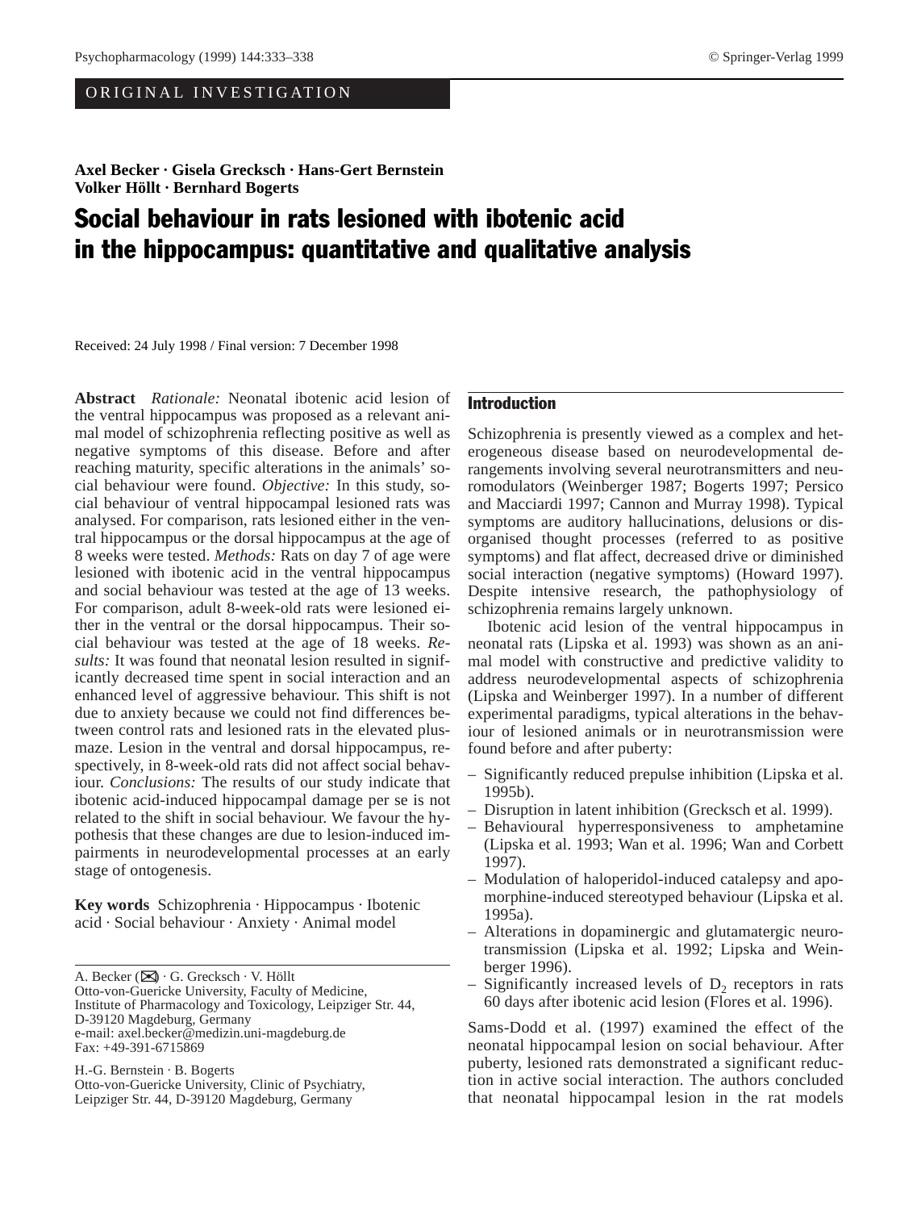ORIGINAL INVESTIGATION

**Axel Becker · Gisela Grecksch · Hans-Gert Bernstein**
**Volker Höllt · Bernhard Bogerts**

# Social behaviour in rats lesioned with ibotenic acid in the hippocampus: quantitative and qualitative analysis

Received: 24 July 1998 / Final version: 7 December 1998

**Abstract** *Rationale:* Neonatal ibotenic acid lesion of the ventral hippocampus was proposed as a relevant animal model of schizophrenia reflecting positive as well as negative symptoms of this disease. Before and after reaching maturity, specific alterations in the animals' social behaviour were found. *Objective:* In this study, social behaviour of ventral hippocampal lesioned rats was analysed. For comparison, rats lesioned either in the ventral hippocampus or the dorsal hippocampus at the age of 8 weeks were tested. *Methods:* Rats on day 7 of age were lesioned with ibotenic acid in the ventral hippocampus and social behaviour was tested at the age of 13 weeks. For comparison, adult 8-week-old rats were lesioned either in the ventral or the dorsal hippocampus. Their social behaviour was tested at the age of 18 weeks. *Results:* It was found that neonatal lesion resulted in significantly decreased time spent in social interaction and an enhanced level of aggressive behaviour. This shift is not due to anxiety because we could not find differences between control rats and lesioned rats in the elevated plusmaze. Lesion in the ventral and dorsal hippocampus, respectively, in 8-week-old rats did not affect social behaviour. *Conclusions:* The results of our study indicate that ibotenic acid-induced hippocampal damage per se is not related to the shift in social behaviour. We favour the hypothesis that these changes are due to lesion-induced impairments in neurodevelopmental processes at an early stage of ontogenesis.

**Key words** Schizophrenia · Hippocampus · Ibotenic acid · Social behaviour · Anxiety · Animal model

A. Becker (✉) · G. Grecksch · V. Höllt
Otto-von-Guericke University, Faculty of Medicine, Institute of Pharmacology and Toxicology, Leipziger Str. 44, D-39120 Magdeburg, Germany
e-mail: axel.becker@medizin.uni-magdeburg.de
Fax: +49-391-6715869

H.-G. Bernstein · B. Bogerts
Otto-von-Guericke University, Clinic of Psychiatry, Leipziger Str. 44, D-39120 Magdeburg, Germany

## Introduction

Schizophrenia is presently viewed as a complex and heterogeneous disease based on neurodevelopmental derangements involving several neurotransmitters and neuromodulators (Weinberger 1987; Bogerts 1997; Persico and Macciardi 1997; Cannon and Murray 1998). Typical symptoms are auditory hallucinations, delusions or disorganised thought processes (referred to as positive symptoms) and flat affect, decreased drive or diminished social interaction (negative symptoms) (Howard 1997). Despite intensive research, the pathophysiology of schizophrenia remains largely unknown.

Ibotenic acid lesion of the ventral hippocampus in neonatal rats (Lipska et al. 1993) was shown as an animal model with constructive and predictive validity to address neurodevelopmental aspects of schizophrenia (Lipska and Weinberger 1997). In a number of different experimental paradigms, typical alterations in the behaviour of lesioned animals or in neurotransmission were found before and after puberty:

- Significantly reduced prepulse inhibition (Lipska et al. 1995b).
- Disruption in latent inhibition (Grecksch et al. 1999).
- Behavioural hyperresponsiveness to amphetamine (Lipska et al. 1993; Wan et al. 1996; Wan and Corbett 1997).
- Modulation of haloperidol-induced catalepsy and apomorphine-induced stereotyped behaviour (Lipska et al. 1995a).
- Alterations in dopaminergic and glutamatergic neurotransmission (Lipska et al. 1992; Lipska and Weinberger 1996).
- Significantly increased levels of $D_2$ receptors in rats 60 days after ibotenic acid lesion (Flores et al. 1996).

Sams-Dodd et al. (1997) examined the effect of the neonatal hippocampal lesion on social behaviour. After puberty, lesioned rats demonstrated a significant reduction in active social interaction. The authors concluded that neonatal hippocampal lesion in the rat models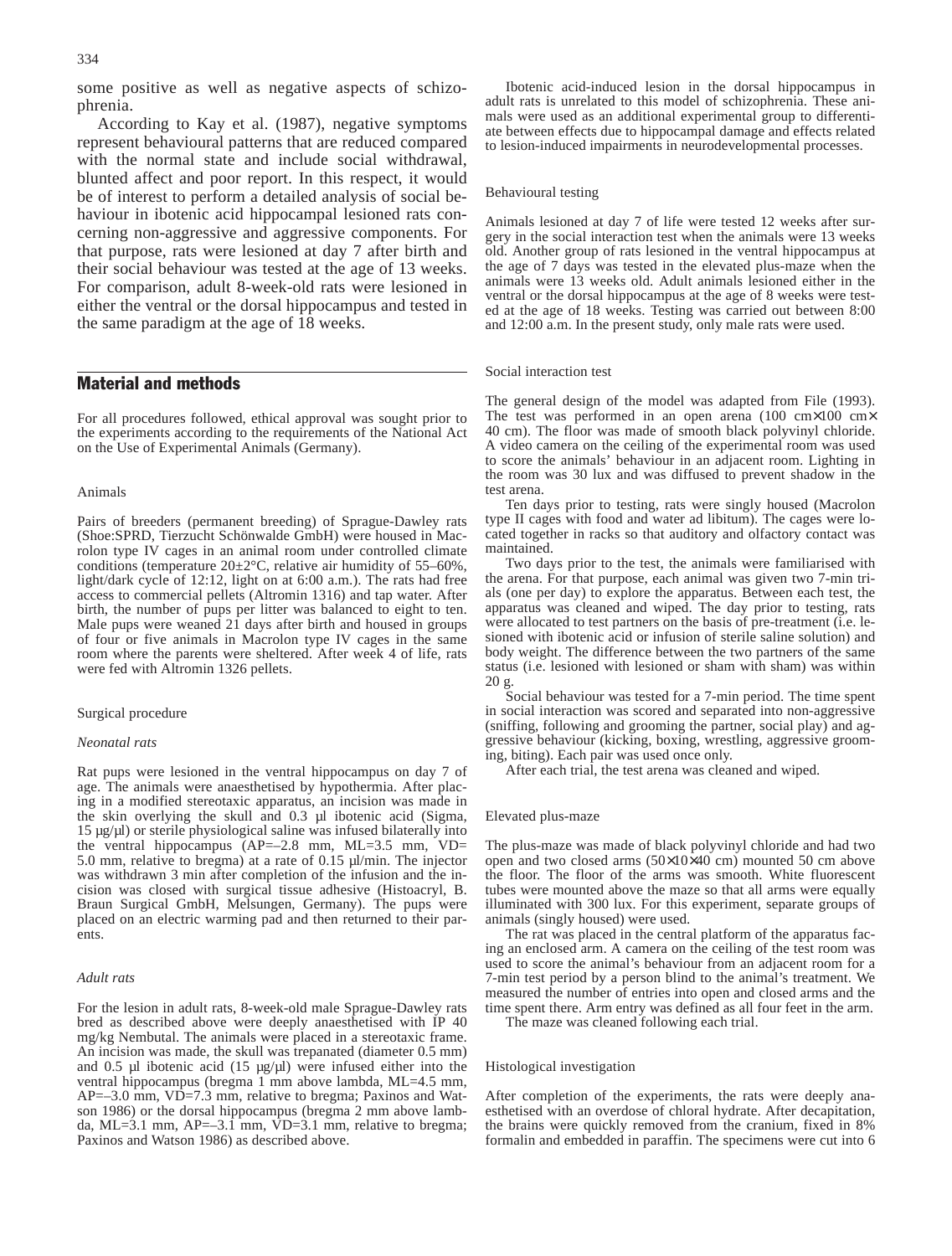some positive as well as negative aspects of schizophrenia.

According to Kay et al. (1987), negative symptoms represent behavioural patterns that are reduced compared with the normal state and include social withdrawal, blunted affect and poor report. In this respect, it would be of interest to perform a detailed analysis of social behaviour in ibotenic acid hippocampal lesioned rats concerning non-aggressive and aggressive components. For that purpose, rats were lesioned at day 7 after birth and their social behaviour was tested at the age of 13 weeks. For comparison, adult 8-week-old rats were lesioned in either the ventral or the dorsal hippocampus and tested in the same paradigm at the age of 18 weeks.

## Material and methods

For all procedures followed, ethical approval was sought prior to the experiments according to the requirements of the National Act on the Use of Experimental Animals (Germany).

### Animals

Pairs of breeders (permanent breeding) of Sprague-Dawley rats (Shoe:SPRD, Tierzucht Schönwalde GmbH) were housed in Macrolon type IV cages in an animal room under controlled climate conditions (temperature 20±2°C, relative air humidity of 55–60%, light/dark cycle of 12:12, light on at 6:00 a.m.). The rats had free access to commercial pellets (Altromin 1316) and tap water. After birth, the number of pups per litter was balanced to eight to ten. Male pups were weaned 21 days after birth and housed in groups of four or five animals in Macrolon type IV cages in the same room where the parents were sheltered. After week 4 of life, rats were fed with Altromin 1326 pellets.

### Surgical procedure

#### *Neonatal rats*

Rat pups were lesioned in the ventral hippocampus on day 7 of age. The animals were anaesthetised by hypothermia. After placing in a modified stereotaxic apparatus, an incision was made in the skin overlying the skull and 0.3 µl ibotenic acid (Sigma, 15 µg/µl) or sterile physiological saline was infused bilaterally into the ventral hippocampus (AP=–2.8 mm, ML=3.5 mm, VD=5.0 mm, relative to bregma) at a rate of 0.15 µl/min. The injector was withdrawn 3 min after completion of the infusion and the incision was closed with surgical tissue adhesive (Histoacryl, B. Braun Surgical GmbH, Melsungen, Germany). The pups were placed on an electric warming pad and then returned to their parents.

#### *Adult rats*

For the lesion in adult rats, 8-week-old male Sprague-Dawley rats bred as described above were deeply anaesthetised with IP 40 mg/kg Nembutal. The animals were placed in a stereotaxic frame. An incision was made, the skull was trepanated (diameter 0.5 mm) and 0.5 µl ibotenic acid (15 µg/µl) were infused either into the ventral hippocampus (bregma 1 mm above lambda, ML=4.5 mm, AP=–3.0 mm, VD=7.3 mm, relative to bregma; Paxinos and Watson 1986) or the dorsal hippocampus (bregma 2 mm above lambda, ML=3.1 mm, AP=–3.1 mm, VD=3.1 mm, relative to bregma; Paxinos and Watson 1986) as described above.

Ibotenic acid-induced lesion in the dorsal hippocampus in adult rats is unrelated to this model of schizophrenia. These animals were used as an additional experimental group to differentiate between effects due to hippocampal damage and effects related to lesion-induced impairments in neurodevelopmental processes.

### Behavioural testing

Animals lesioned at day 7 of life were tested 12 weeks after surgery in the social interaction test when the animals were 13 weeks old. Another group of rats lesioned in the ventral hippocampus at the age of 7 days was tested in the elevated plus-maze when the animals were 13 weeks old. Adult animals lesioned either in the ventral or the dorsal hippocampus at the age of 8 weeks were tested at the age of 18 weeks. Testing was carried out between 8:00 and 12:00 a.m. In the present study, only male rats were used.

### Social interaction test

The general design of the model was adapted from File (1993). The test was performed in an open arena (100 cm×100 cm×40 cm). The floor was made of smooth black polyvinyl chloride. A video camera on the ceiling of the experimental room was used to score the animals' behaviour in an adjacent room. Lighting in the room was 30 lux and was diffused to prevent shadow in the test arena.

Ten days prior to testing, rats were singly housed (Macrolon type II cages with food and water ad libitum). The cages were located together in racks so that auditory and olfactory contact was maintained.

Two days prior to the test, the animals were familiarised with the arena. For that purpose, each animal was given two 7-min trials (one per day) to explore the apparatus. Between each test, the apparatus was cleaned and wiped. The day prior to testing, rats were allocated to test partners on the basis of pre-treatment (i.e. lesioned with ibotenic acid or infusion of sterile saline solution) and body weight. The difference between the two partners of the same status (i.e. lesioned with lesioned or sham with sham) was within 20 g.

Social behaviour was tested for a 7-min period. The time spent in social interaction was scored and separated into non-aggressive (sniffing, following and grooming the partner, social play) and aggressive behaviour (kicking, boxing, wrestling, aggressive grooming, biting). Each pair was used once only.

After each trial, the test arena was cleaned and wiped.

### Elevated plus-maze

The plus-maze was made of black polyvinyl chloride and had two open and two closed arms (50×10×40 cm) mounted 50 cm above the floor. The floor of the arms was smooth. White fluorescent tubes were mounted above the maze so that all arms were equally illuminated with 300 lux. For this experiment, separate groups of animals (singly housed) were used.

The rat was placed in the central platform of the apparatus facing an enclosed arm. A camera on the ceiling of the test room was used to score the animal's behaviour from an adjacent room for a 7-min test period by a person blind to the animal's treatment. We measured the number of entries into open and closed arms and the time spent there. Arm entry was defined as all four feet in the arm.

The maze was cleaned following each trial.

### Histological investigation

After completion of the experiments, the rats were deeply anaesthetised with an overdose of chloral hydrate. After decapitation, the brains were quickly removed from the cranium, fixed in 8% formalin and embedded in paraffin. The specimens were cut into 6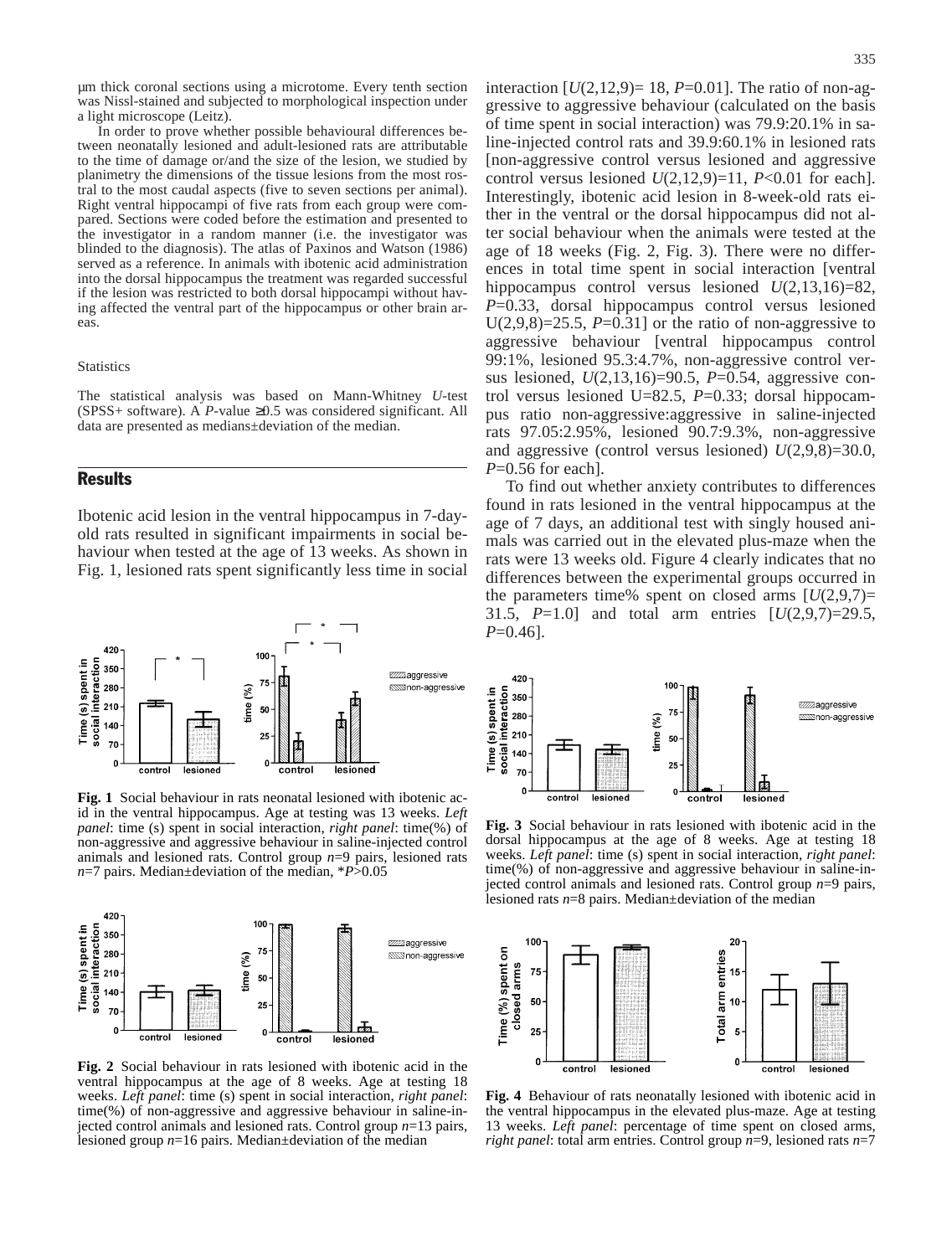μm thick coronal sections using a microtome. Every tenth section was Nissl-stained and subjected to morphological inspection under a light microscope (Leitz).

In order to prove whether possible behavioural differences between neonatally lesioned and adult-lesioned rats are attributable to the time of damage or/and the size of the lesion, we studied by planimetry the dimensions of the tissue lesions from the most rostral to the most caudal aspects (five to seven sections per animal). Right ventral hippocampi of five rats from each group were compared. Sections were coded before the estimation and presented to the investigator in a random manner (i.e. the investigator was blinded to the diagnosis). The atlas of Paxinos and Watson (1986) served as a reference. In animals with ibotenic acid administration into the dorsal hippocampus the treatment was regarded successful if the lesion was restricted to both dorsal hippocampi without having affected the ventral part of the hippocampus or other brain areas.

### Statistics

The statistical analysis was based on Mann-Whitney *U*-test (SPSS+ software). A *P*-value ≥0.5 was considered significant. All data are presented as medians±deviation of the median.

## Results

Ibotenic acid lesion in the ventral hippocampus in 7-day-old rats resulted in significant impairments in social behaviour when tested at the age of 13 weeks. As shown in Fig. 1, lesioned rats spent significantly less time in social interaction [$U(2,12,9)$= 18, *P*=0.01]. The ratio of non-aggressive to aggressive behaviour (calculated on the basis of time spent in social interaction) was 79.9:20.1% in saline-injected control rats and 39.9:60.1% in lesioned rats [non-aggressive control versus lesioned and aggressive control versus lesioned $U(2,12,9)$=11, *P*<0.01 for each]. Interestingly, ibotenic acid lesion in 8-week-old rats either in the ventral or the dorsal hippocampus did not alter social behaviour when the animals were tested at the age of 18 weeks (Fig. 2, Fig. 3). There were no differences in total time spent in social interaction [ventral hippocampus control versus lesioned $U(2,13,16)$=82, *P*=0.33, dorsal hippocampus control versus lesioned U(2,9,8)=25.5, *P*=0.31] or the ratio of non-aggressive to aggressive behaviour [ventral hippocampus control 99:1%, lesioned 95.3:4.7%, non-aggressive control versus lesioned, $U(2,13,16)$=90.5, *P*=0.54, aggressive control versus lesioned U=82.5, *P*=0.33; dorsal hippocampus ratio non-aggressive:aggressive in saline-injected rats 97.05:2.95%, lesioned 90.7:9.3%, non-aggressive and aggressive (control versus lesioned) $U(2,9,8)$=30.0, *P*=0.56 for each].

To find out whether anxiety contributes to differences found in rats lesioned in the ventral hippocampus at the age of 7 days, an additional test with singly housed animals was carried out in the elevated plus-maze when the rats were 13 weeks old. Figure 4 clearly indicates that no differences between the experimental groups occurred in the parameters time% spent on closed arms [$U(2,9,7)$= 31.5, *P*=1.0] and total arm entries [$U(2,9,7)$=29.5, *P*=0.46].

**Fig. 1** Social behaviour in rats neonatal lesioned with ibotenic acid in the ventral hippocampus. Age at testing was 13 weeks. *Left panel*: time (s) spent in social interaction, *right panel*: time(%) of non-aggressive and aggressive behaviour in saline-injected control animals and lesioned rats. Control group *n*=9 pairs, lesioned rats *n*=7 pairs. Median±deviation of the median, \**P*>0.05

**Fig. 2** Social behaviour in rats lesioned with ibotenic acid in the ventral hippocampus at the age of 8 weeks. Age at testing 18 weeks. *Left panel*: time (s) spent in social interaction, *right panel*: time(%) of non-aggressive and aggressive behaviour in saline-injected control animals and lesioned rats. Control group *n*=13 pairs, lesioned group *n*=16 pairs. Median±deviation of the median

**Fig. 3** Social behaviour in rats lesioned with ibotenic acid in the dorsal hippocampus at the age of 8 weeks. Age at testing 18 weeks. *Left panel*: time (s) spent in social interaction, *right panel*: time(%) of non-aggressive and aggressive behaviour in saline-injected control animals and lesioned rats. Control group *n*=9 pairs, lesioned rats *n*=8 pairs. Median±deviation of the median

**Fig. 4** Behaviour of rats neonatally lesioned with ibotenic acid in the ventral hippocampus in the elevated plus-maze. Age at testing 13 weeks. *Left panel*: percentage of time spent on closed arms, *right panel*: total arm entries. Control group *n*=9, lesioned rats *n*=7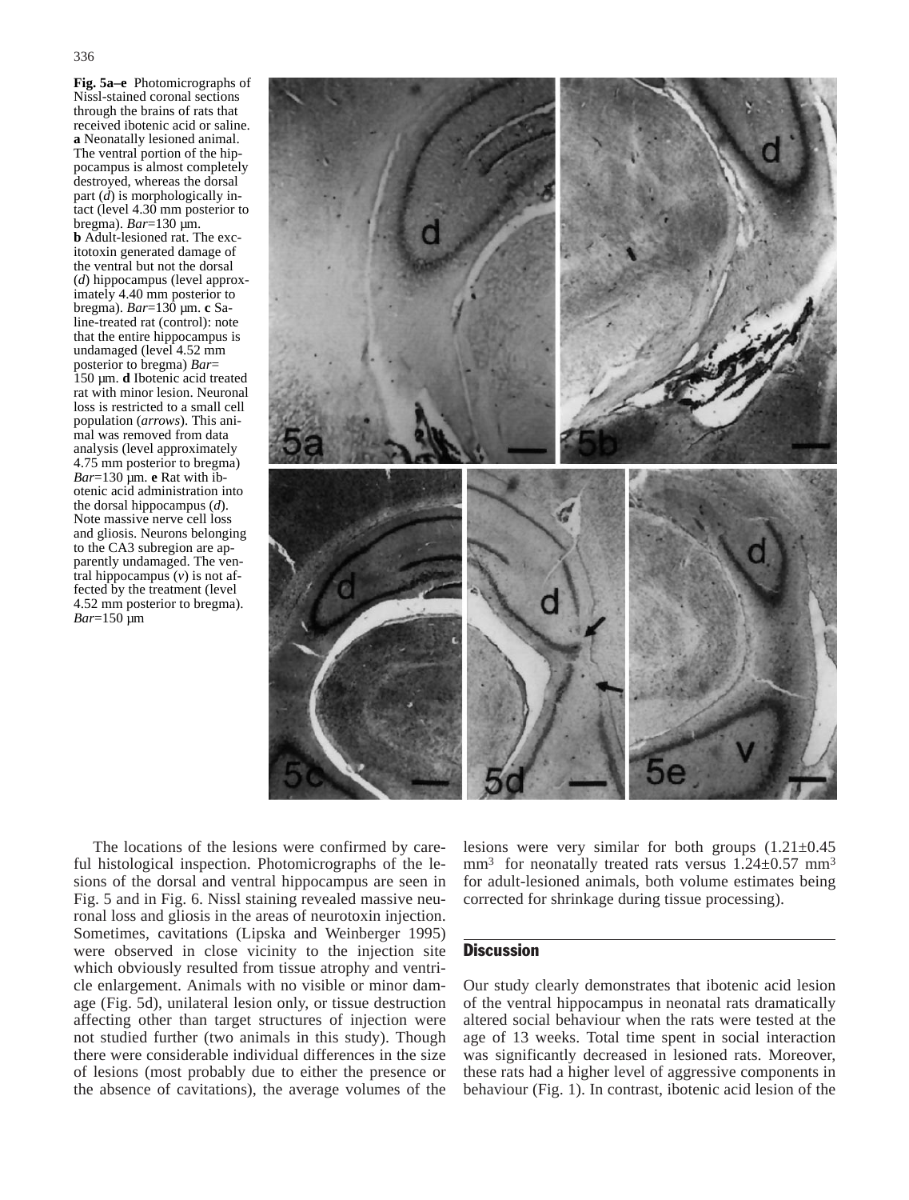**Fig. 5a–e** Photomicrographs of Nissl-stained coronal sections through the brains of rats that received ibotenic acid or saline. **a** Neonatally lesioned animal. The ventral portion of the hippocampus is almost completely destroyed, whereas the dorsal part (*d*) is morphologically intact (level 4.30 mm posterior to bregma). *Bar*=130 µm. **b** Adult-lesioned rat. The excitotoxin generated damage of the ventral but not the dorsal (*d*) hippocampus (level approximately 4.40 mm posterior to bregma). *Bar*=130 µm. **c** Saline-treated rat (control): note that the entire hippocampus is undamaged (level 4.52 mm posterior to bregma) *Bar*= 150 µm. **d** Ibotenic acid treated rat with minor lesion. Neuronal loss is restricted to a small cell population (*arrows*). This animal was removed from data analysis (level approximately 4.75 mm posterior to bregma) *Bar*=130 µm. **e** Rat with ibotenic acid administration into the dorsal hippocampus (*d*). Note massive nerve cell loss and gliosis. Neurons belonging to the CA3 subregion are apparently undamaged. The ventral hippocampus (*v*) is not affected by the treatment (level 4.52 mm posterior to bregma). *Bar*=150 µm

The locations of the lesions were confirmed by careful histological inspection. Photomicrographs of the lesions of the dorsal and ventral hippocampus are seen in Fig. 5 and in Fig. 6. Nissl staining revealed massive neuronal loss and gliosis in the areas of neurotoxin injection. Sometimes, cavitations (Lipska and Weinberger 1995) were observed in close vicinity to the injection site which obviously resulted from tissue atrophy and ventricle enlargement. Animals with no visible or minor damage (Fig. 5d), unilateral lesion only, or tissue destruction affecting other than target structures of injection were not studied further (two animals in this study). Though there were considerable individual differences in the size of lesions (most probably due to either the presence or the absence of cavitations), the average volumes of the lesions were very similar for both groups ($1.21 \pm 0.45$ mm$^3$ for neonatally treated rats versus $1.24 \pm 0.57$ mm$^3$ for adult-lesioned animals, both volume estimates being corrected for shrinkage during tissue processing).

## Discussion

Our study clearly demonstrates that ibotenic acid lesion of the ventral hippocampus in neonatal rats dramatically altered social behaviour when the rats were tested at the age of 13 weeks. Total time spent in social interaction was significantly decreased in lesioned rats. Moreover, these rats had a higher level of aggressive components in behaviour (Fig. 1). In contrast, ibotenic acid lesion of the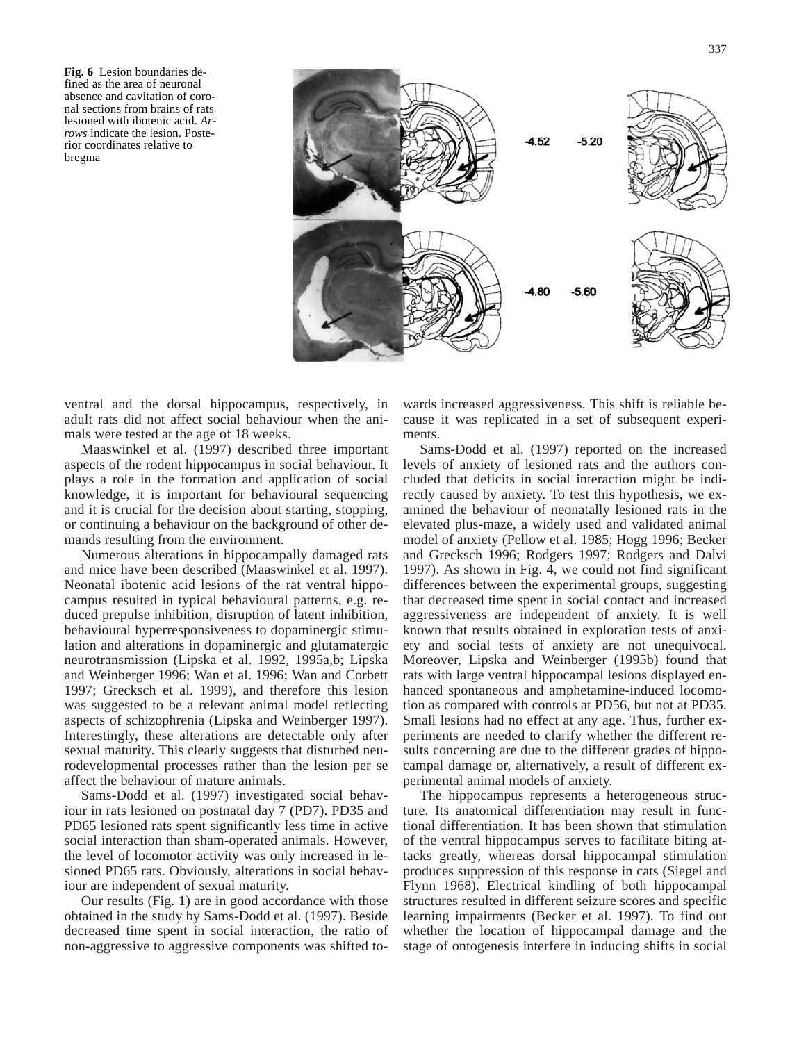**Fig. 6** Lesion boundaries defined as the area of neuronal absence and cavitation of coronal sections from brains of rats lesioned with ibotenic acid. *Arrows* indicate the lesion. Posterior coordinates relative to bregma

-4.52 -5.20

-4.80 -5.60

ventral and the dorsal hippocampus, respectively, in adult rats did not affect social behaviour when the animals were tested at the age of 18 weeks.

Maaswinkel et al. (1997) described three important aspects of the rodent hippocampus in social behaviour. It plays a role in the formation and application of social knowledge, it is important for behavioural sequencing and it is crucial for the decision about starting, stopping, or continuing a behaviour on the background of other demands resulting from the environment.

Numerous alterations in hippocampally damaged rats and mice have been described (Maaswinkel et al. 1997). Neonatal ibotenic acid lesions of the rat ventral hippocampus resulted in typical behavioural patterns, e.g. reduced prepulse inhibition, disruption of latent inhibition, behavioural hyperresponsiveness to dopaminergic stimulation and alterations in dopaminergic and glutamatergic neurotransmission (Lipska et al. 1992, 1995a,b; Lipska and Weinberger 1996; Wan et al. 1996; Wan and Corbett 1997; Grecksch et al. 1999), and therefore this lesion was suggested to be a relevant animal model reflecting aspects of schizophrenia (Lipska and Weinberger 1997). Interestingly, these alterations are detectable only after sexual maturity. This clearly suggests that disturbed neurodevelopmental processes rather than the lesion per se affect the behaviour of mature animals.

Sams-Dodd et al. (1997) investigated social behaviour in rats lesioned on postnatal day 7 (PD7). PD35 and PD65 lesioned rats spent significantly less time in active social interaction than sham-operated animals. However, the level of locomotor activity was only increased in lesioned PD65 rats. Obviously, alterations in social behaviour are independent of sexual maturity.

Our results (Fig. 1) are in good accordance with those obtained in the study by Sams-Dodd et al. (1997). Beside decreased time spent in social interaction, the ratio of non-aggressive to aggressive components was shifted towards increased aggressiveness. This shift is reliable because it was replicated in a set of subsequent experiments.

Sams-Dodd et al. (1997) reported on the increased levels of anxiety of lesioned rats and the authors concluded that deficits in social interaction might be indirectly caused by anxiety. To test this hypothesis, we examined the behaviour of neonatally lesioned rats in the elevated plus-maze, a widely used and validated animal model of anxiety (Pellow et al. 1985; Hogg 1996; Becker and Grecksch 1996; Rodgers 1997; Rodgers and Dalvi 1997). As shown in Fig. 4, we could not find significant differences between the experimental groups, suggesting that decreased time spent in social contact and increased aggressiveness are independent of anxiety. It is well known that results obtained in exploration tests of anxiety and social tests of anxiety are not unequivocal. Moreover, Lipska and Weinberger (1995b) found that rats with large ventral hippocampal lesions displayed enhanced spontaneous and amphetamine-induced locomotion as compared with controls at PD56, but not at PD35. Small lesions had no effect at any age. Thus, further experiments are needed to clarify whether the different results concerning are due to the different grades of hippocampal damage or, alternatively, a result of different experimental animal models of anxiety.

The hippocampus represents a heterogeneous structure. Its anatomical differentiation may result in functional differentiation. It has been shown that stimulation of the ventral hippocampus serves to facilitate biting attacks greatly, whereas dorsal hippocampal stimulation produces suppression of this response in cats (Siegel and Flynn 1968). Electrical kindling of both hippocampal structures resulted in different seizure scores and specific learning impairments (Becker et al. 1997). To find out whether the location of hippocampal damage and the stage of ontogenesis interfere in inducing shifts in social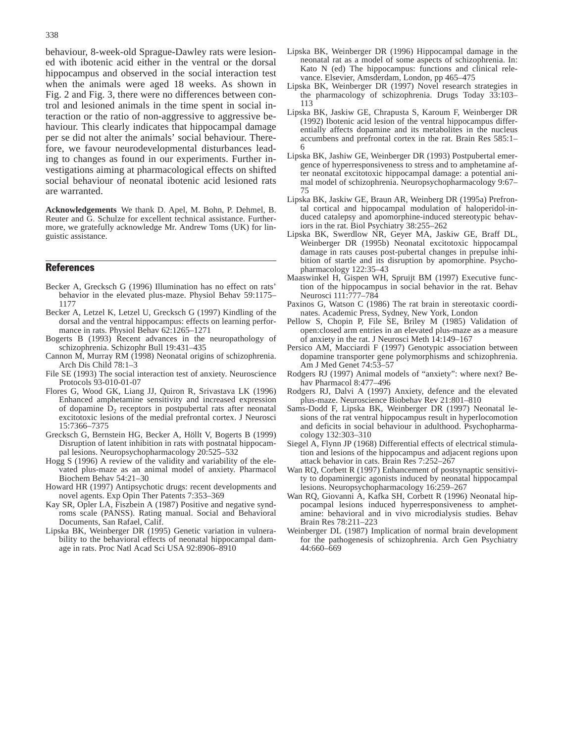behaviour, 8-week-old Sprague-Dawley rats were lesioned with ibotenic acid either in the ventral or the dorsal hippocampus and observed in the social interaction test when the animals were aged 18 weeks. As shown in Fig. 2 and Fig. 3, there were no differences between control and lesioned animals in the time spent in social interaction or the ratio of non-aggressive to aggressive behaviour. This clearly indicates that hippocampal damage per se did not alter the animals' social behaviour. Therefore, we favour neurodevelopmental disturbances leading to changes as found in our experiments. Further investigations aiming at pharmacological effects on shifted social behaviour of neonatal ibotenic acid lesioned rats are warranted.

**Acknowledgements** We thank D. Apel, M. Bohn, P. Dehmel, B. Reuter and G. Schulze for excellent technical assistance. Furthermore, we gratefully acknowledge Mr. Andrew Toms (UK) for linguistic assistance.

## References

Becker A, Grecksch G (1996) Illumination has no effect on rats' behavior in the elevated plus-maze. Physiol Behav 59:1175–1177

Becker A, Letzel K, Letzel U, Grecksch G (1997) Kindling of the dorsal and the ventral hippocampus: effects on learning performance in rats. Physiol Behav 62:1265–1271

Bogerts B (1993) Recent advances in the neuropathology of schizophrenia. Schizophr Bull 19:431–435

Cannon M, Murray RM (1998) Neonatal origins of schizophrenia. Arch Dis Child 78:1–3

File SE (1993) The social interaction test of anxiety. Neuroscience Protocols 93-010-01-07

Flores G, Wood GK, Liang JJ, Quiron R, Srivastava LK (1996) Enhanced amphetamine sensitivity and increased expression of dopamine $D_2$ receptors in postpubertal rats after neonatal excitotoxic lesions of the medial prefrontal cortex. J Neurosci 15:7366–7375

Grecksch G, Bernstein HG, Becker A, Höllt V, Bogerts B (1999) Disruption of latent inhibition in rats with postnatal hippocampal lesions. Neuropsychopharmacology 20:525–532

Hogg S (1996) A review of the validity and variability of the elevated plus-maze as an animal model of anxiety. Pharmacol Biochem Behav 54:21–30

Howard HR (1997) Antipsychotic drugs: recent developments and novel agents. Exp Opin Ther Patents 7:353–369

Kay SR, Opler LA, Fiszbein A (1987) Positive and negative syndroms scale (PANSS). Rating manual. Social and Behavioral Documents, San Rafael, Calif.

Lipska BK, Weinberger DR (1995) Genetic variation in vulnerability to the behavioral effects of neonatal hippocampal damage in rats. Proc Natl Acad Sci USA 92:8906–8910

Lipska BK, Weinberger DR (1996) Hippocampal damage in the neonatal rat as a model of some aspects of schizophrenia. In: Kato N (ed) The hippocampus: functions and clinical relevance. Elsevier, Amsderdam, London, pp 465–475

Lipska BK, Weinberger DR (1997) Novel research strategies in the pharmacology of schizophrenia. Drugs Today 33:103–113

Lipska BK, Jaskiw GE, Chrapusta S, Karoum F, Weinberger DR (1992) Ibotenic acid lesion of the ventral hippocampus differentially affects dopamine and its metabolites in the nucleus accumbens and prefrontal cortex in the rat. Brain Res 585:1–6

Lipska BK, Jashiw GE, Weinberger DR (1993) Postpubertal emergence of hyperresponsiveness to stress and to amphetamine after neonatal excitotoxic hippocampal damage: a potential animal model of schizophrenia. Neuropsychopharmacology 9:67–75

Lipska BK, Jaskiw GE, Braun AR, Weinberg DR (1995a) Prefrontal cortical and hippocampal modulation of haloperidol-induced catalepsy and apomorphine-induced stereotypic behaviors in the rat. Biol Psychiatry 38:255–262

Lipska BK, Swerdlow NR, Geyer MA, Jaskiw GE, Braff DL, Weinberger DR (1995b) Neonatal excitotoxic hippocampal damage in rats causes post-pubertal changes in prepulse inhibition of startle and its disruption by apomorphine. Psychopharmacology 122:35–43

Maaswinkel H, Gispen WH, Spruijt BM (1997) Executive function of the hippocampus in social behavior in the rat. Behav Neurosci 111:777–784

Paxinos G, Watson C (1986) The rat brain in stereotaxic coordinates. Academic Press, Sydney, New York, London

Pellow S, Chopin P, File SE, Briley M (1985) Validation of open:closed arm entries in an elevated plus-maze as a measure of anxiety in the rat. J Neurosci Meth 14:149–167

Persico AM, Macciardi F (1997) Genotypic association between dopamine transporter gene polymorphisms and schizophrenia. Am J Med Genet 74:53–57

Rodgers RJ (1997) Animal models of "anxiety": where next? Behav Pharmacol 8:477–496

Rodgers RJ, Dalvi A (1997) Anxiety, defence and the elevated plus-maze. Neuroscience Biobehav Rev 21:801–810

Sams-Dodd F, Lipska BK, Weinberger DR (1997) Neonatal lesions of the rat ventral hippocampus result in hyperlocomotion and deficits in social behaviour in adulthood. Psychopharmacology 132:303–310

Siegel A, Flynn JP (1968) Differential effects of electrical stimulation and lesions of the hippocampus and adjacent regions upon attack behavior in cats. Brain Res 7:252–267

Wan RQ, Corbett R (1997) Enhancement of postsynaptic sensitivity to dopaminergic agonists induced by neonatal hippocampal lesions. Neuropsychopharmacology 16:259–267

Wan RQ, Giovanni A, Kafka SH, Corbett R (1996) Neonatal hippocampal lesions induced hyperresponsiveness to amphetamine: behavioral and in vivo microdialysis studies. Behav Brain Res 78:211–223

Weinberger DL (1987) Implication of normal brain development for the pathogenesis of schizophrenia. Arch Gen Psychiatry 44:660–669